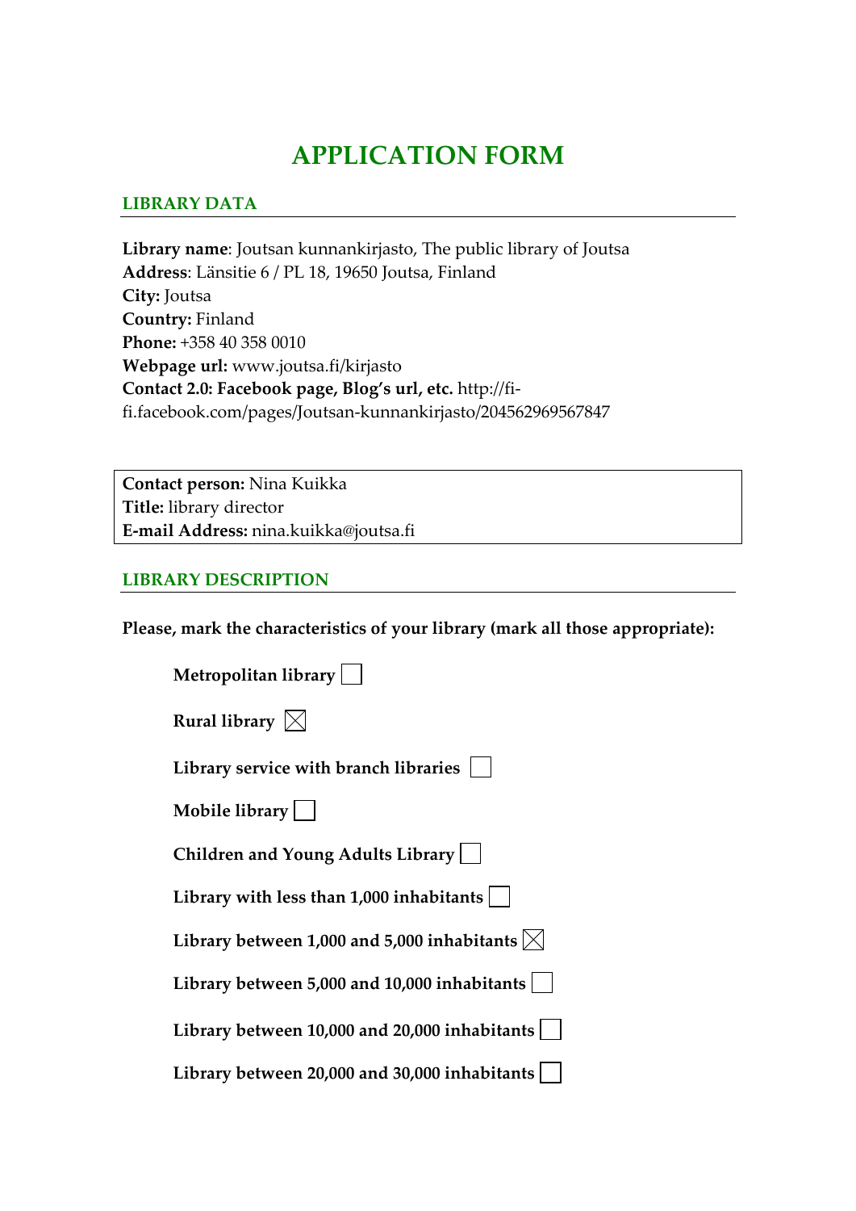# APPLICATION FORM

## LIBRARY DATA

**Library name**: Joutsan kunnankirjasto, The public library of Joutsa
**Address**: Länsitie 6 / PL 18, 19650 Joutsa, Finland
**City:** Joutsa
**Country:** Finland
**Phone:** +358 40 358 0010
**Webpage url:** www.joutsa.fi/kirjasto
**Contact 2.0: Facebook page, Blog's url, etc.** http://fi-fi.facebook.com/pages/Joutsan-kunnankirjasto/204562969567847

**Contact person:** Nina Kuikka
**Title:** library director
**E-mail Address:** nina.kuikka@joutsa.fi

## LIBRARY DESCRIPTION

**Please, mark the characteristics of your library (mark all those appropriate):**

- **Metropolitan library** ☐
- **Rural library** ☒
- **Library service with branch libraries** ☐
- **Mobile library** ☐
- **Children and Young Adults Library** ☐
- **Library with less than 1,000 inhabitants** ☐
- **Library between 1,000 and 5,000 inhabitants** ☒
- **Library between 5,000 and 10,000 inhabitants** ☐
- **Library between 10,000 and 20,000 inhabitants** ☐
- **Library between 20,000 and 30,000 inhabitants** ☐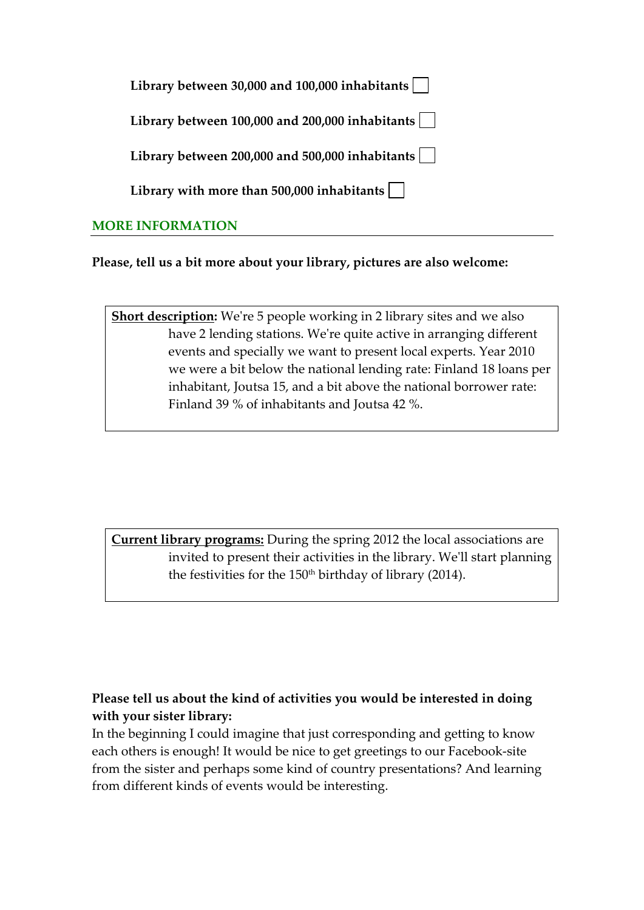**Library between 30,000 and 100,000 inhabitants** ☐

**Library between 100,000 and 200,000 inhabitants** ☐

**Library between 200,000 and 500,000 inhabitants** ☐

**Library with more than 500,000 inhabitants** ☐

## MORE INFORMATION

**Please, tell us a bit more about your library, pictures are also welcome:**

**Short description:** We're 5 people working in 2 library sites and we also have 2 lending stations. We're quite active in arranging different events and specially we want to present local experts. Year 2010 we were a bit below the national lending rate: Finland 18 loans per inhabitant, Joutsa 15, and a bit above the national borrower rate: Finland 39 % of inhabitants and Joutsa 42 %.

**Current library programs:** During the spring 2012 the local associations are invited to present their activities in the library. We'll start planning the festivities for the 150th birthday of library (2014).

**Please tell us about the kind of activities you would be interested in doing with your sister library:**

In the beginning I could imagine that just corresponding and getting to know each others is enough! It would be nice to get greetings to our Facebook-site from the sister and perhaps some kind of country presentations? And learning from different kinds of events would be interesting.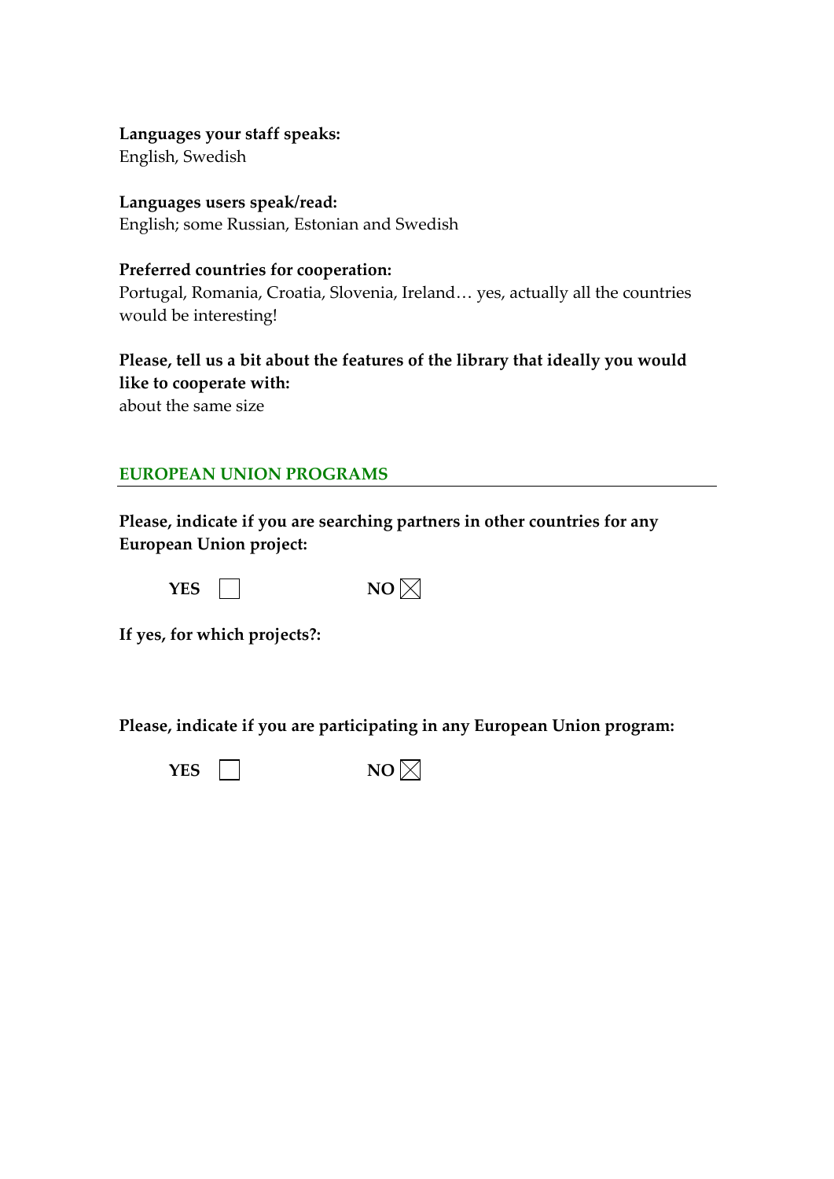**Languages your staff speaks:**
English, Swedish

**Languages users speak/read:**
English; some Russian, Estonian and Swedish

**Preferred countries for cooperation:**
Portugal, Romania, Croatia, Slovenia, Ireland… yes, actually all the countries would be interesting!

**Please, tell us a bit about the features of the library that ideally you would like to cooperate with:**
about the same size

## EUROPEAN UNION PROGRAMS

**Please, indicate if you are searching partners in other countries for any European Union project:**

**YES** ☐ **NO** ☒

**If yes, for which projects?:**

**Please, indicate if you are participating in any European Union program:**

**YES** ☐ **NO** ☒